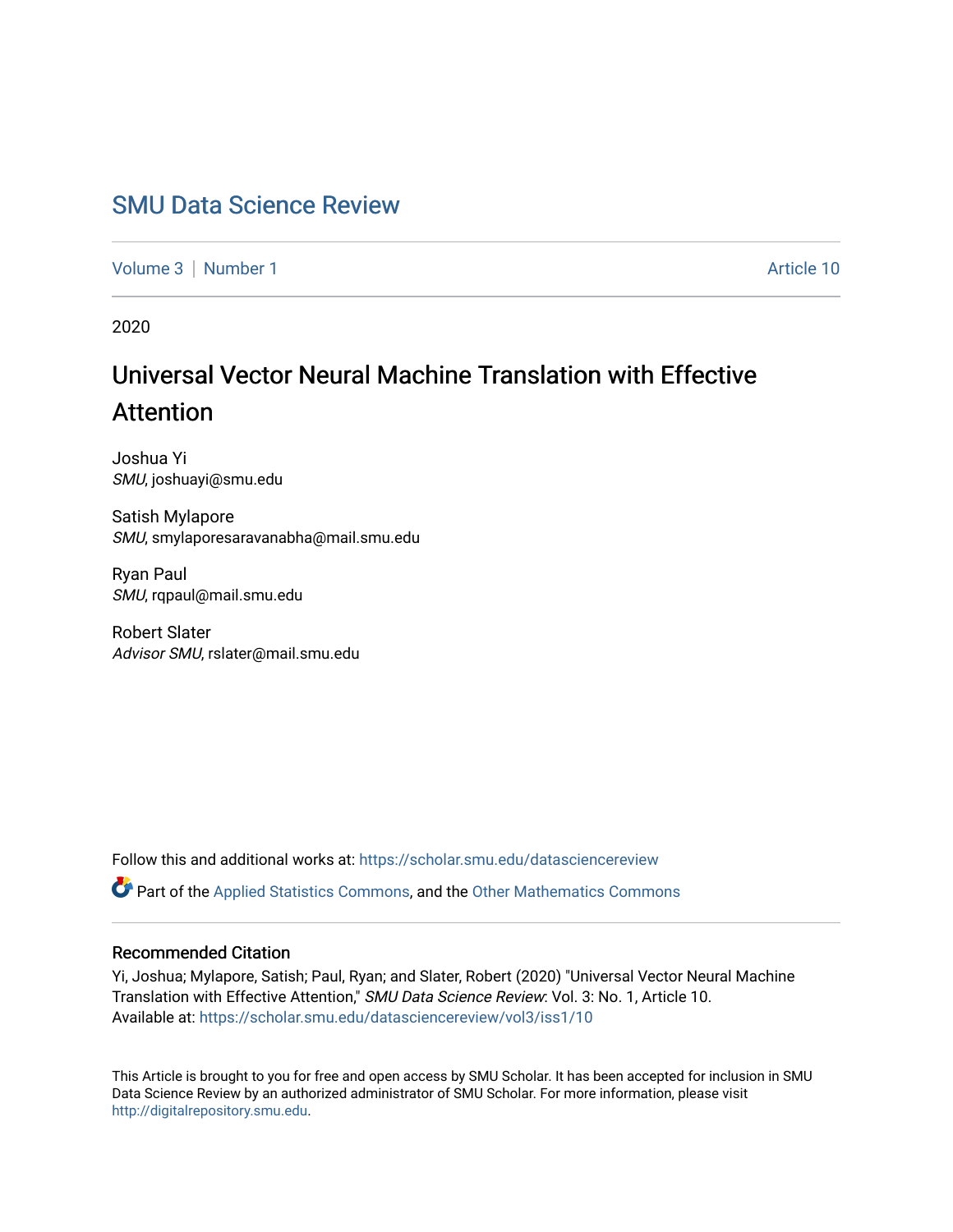# SMU Data Science Review

Volume 3 | Number 1 Article 10

2020

## Universal Vector Neural Machine Translation with Effective Attention

Joshua Yi
*SMU*, joshuayi@smu.edu

Satish Mylapore
*SMU*, smylaporesaravanabha@mail.smu.edu

Ryan Paul
*SMU*, rqpaul@mail.smu.edu

Robert Slater
*Advisor SMU*, rslater@mail.smu.edu

Follow this and additional works at: https://scholar.smu.edu/datasciencereview

Part of the Applied Statistics Commons, and the Other Mathematics Commons

### Recommended Citation

Yi, Joshua; Mylapore, Satish; Paul, Ryan; and Slater, Robert (2020) "Universal Vector Neural Machine Translation with Effective Attention," *SMU Data Science Review*: Vol. 3: No. 1, Article 10.
Available at: https://scholar.smu.edu/datasciencereview/vol3/iss1/10

This Article is brought to you for free and open access by SMU Scholar. It has been accepted for inclusion in SMU Data Science Review by an authorized administrator of SMU Scholar. For more information, please visit http://digitalrepository.smu.edu.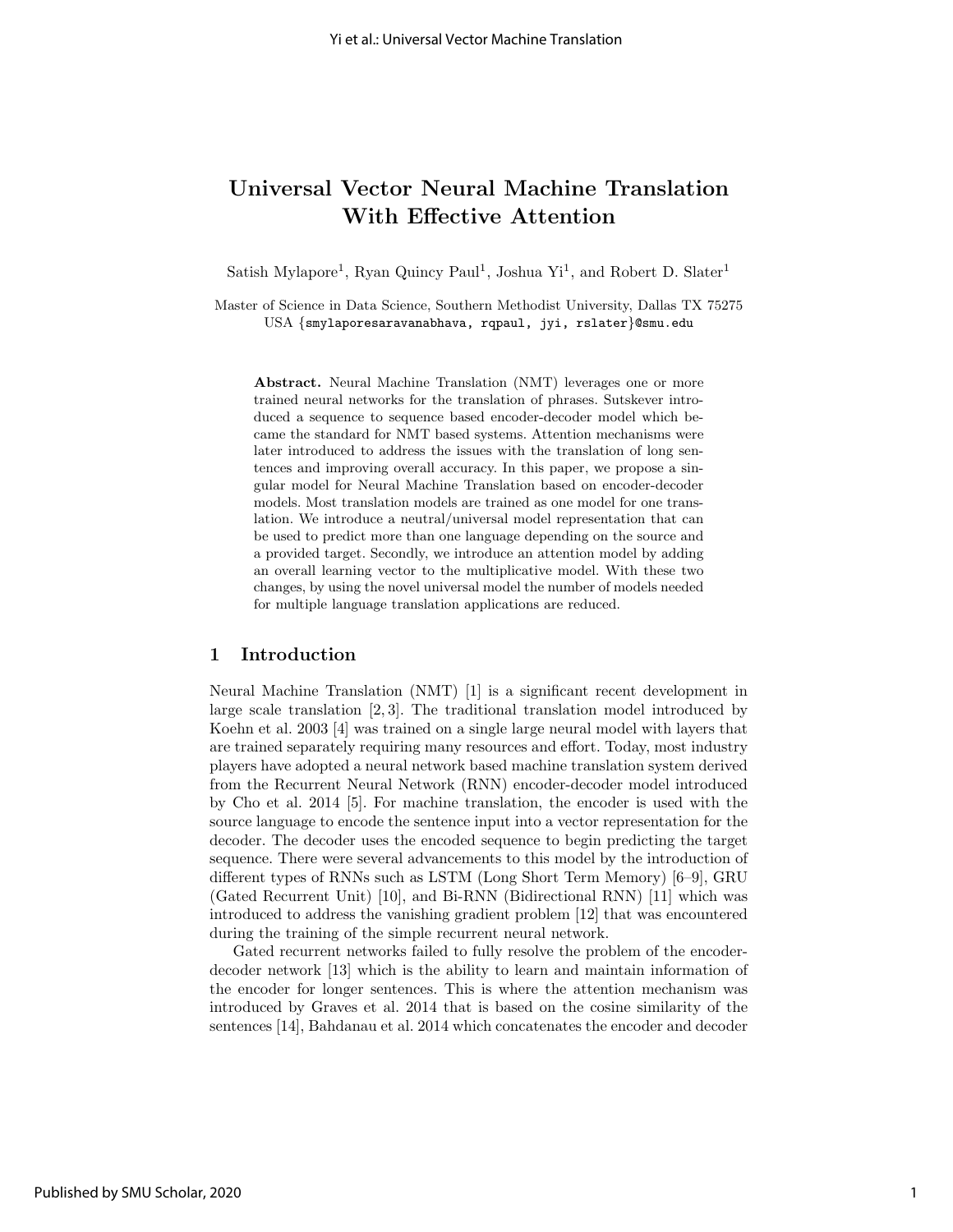# Universal Vector Neural Machine Translation With Effective Attention

Satish Mylapore[1], Ryan Quincy Paul[1], Joshua Yi[1], and Robert D. Slater[1]

Master of Science in Data Science, Southern Methodist University, Dallas TX 75275 USA {smylaporesaravanabhava, rqpaul, jyi, rslater}@smu.edu

**Abstract.** Neural Machine Translation (NMT) leverages one or more trained neural networks for the translation of phrases. Sutskever introduced a sequence to sequence based encoder-decoder model which became the standard for NMT based systems. Attention mechanisms were later introduced to address the issues with the translation of long sentences and improving overall accuracy. In this paper, we propose a singular model for Neural Machine Translation based on encoder-decoder models. Most translation models are trained as one model for one translation. We introduce a neutral/universal model representation that can be used to predict more than one language depending on the source and a provided target. Secondly, we introduce an attention model by adding an overall learning vector to the multiplicative model. With these two changes, by using the novel universal model the number of models needed for multiple language translation applications are reduced.

## 1 Introduction

Neural Machine Translation (NMT) [1] is a significant recent development in large scale translation [2, 3]. The traditional translation model introduced by Koehn et al. 2003 [4] was trained on a single large neural model with layers that are trained separately requiring many resources and effort. Today, most industry players have adopted a neural network based machine translation system derived from the Recurrent Neural Network (RNN) encoder-decoder model introduced by Cho et al. 2014 [5]. For machine translation, the encoder is used with the source language to encode the sentence input into a vector representation for the decoder. The decoder uses the encoded sequence to begin predicting the target sequence. There were several advancements to this model by the introduction of different types of RNNs such as LSTM (Long Short Term Memory) [6–9], GRU (Gated Recurrent Unit) [10], and Bi-RNN (Bidirectional RNN) [11] which was introduced to address the vanishing gradient problem [12] that was encountered during the training of the simple recurrent neural network.

Gated recurrent networks failed to fully resolve the problem of the encoder-decoder network [13] which is the ability to learn and maintain information of the encoder for longer sentences. This is where the attention mechanism was introduced by Graves et al. 2014 that is based on the cosine similarity of the sentences [14], Bahdanau et al. 2014 which concatenates the encoder and decoder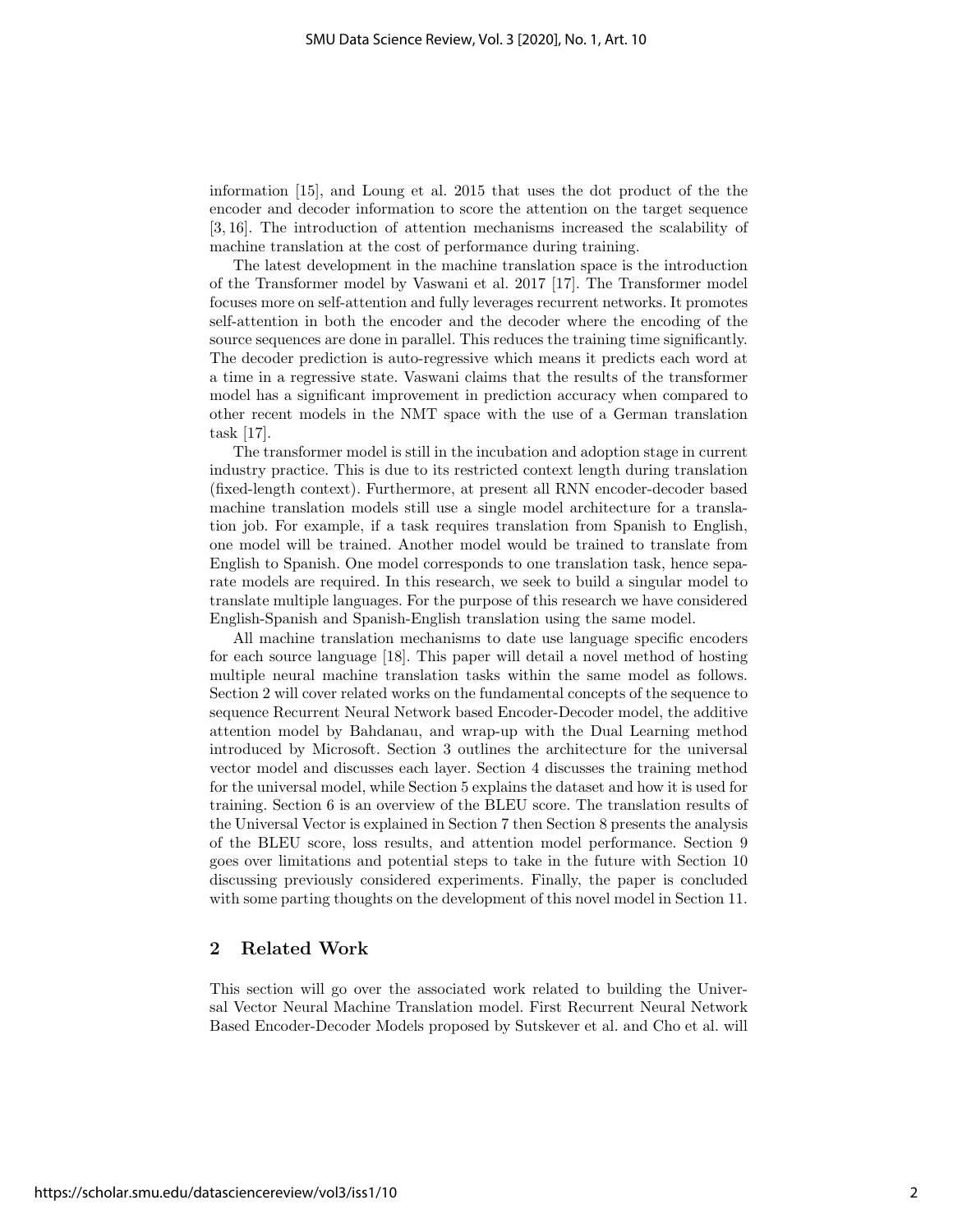information [15], and Loung et al. 2015 that uses the dot product of the the encoder and decoder information to score the attention on the target sequence [3, 16]. The introduction of attention mechanisms increased the scalability of machine translation at the cost of performance during training.

The latest development in the machine translation space is the introduction of the Transformer model by Vaswani et al. 2017 [17]. The Transformer model focuses more on self-attention and fully leverages recurrent networks. It promotes self-attention in both the encoder and the decoder where the encoding of the source sequences are done in parallel. This reduces the training time significantly. The decoder prediction is auto-regressive which means it predicts each word at a time in a regressive state. Vaswani claims that the results of the transformer model has a significant improvement in prediction accuracy when compared to other recent models in the NMT space with the use of a German translation task [17].

The transformer model is still in the incubation and adoption stage in current industry practice. This is due to its restricted context length during translation (fixed-length context). Furthermore, at present all RNN encoder-decoder based machine translation models still use a single model architecture for a translation job. For example, if a task requires translation from Spanish to English, one model will be trained. Another model would be trained to translate from English to Spanish. One model corresponds to one translation task, hence separate models are required. In this research, we seek to build a singular model to translate multiple languages. For the purpose of this research we have considered English-Spanish and Spanish-English translation using the same model.

All machine translation mechanisms to date use language specific encoders for each source language [18]. This paper will detail a novel method of hosting multiple neural machine translation tasks within the same model as follows. Section 2 will cover related works on the fundamental concepts of the sequence to sequence Recurrent Neural Network based Encoder-Decoder model, the additive attention model by Bahdanau, and wrap-up with the Dual Learning method introduced by Microsoft. Section 3 outlines the architecture for the universal vector model and discusses each layer. Section 4 discusses the training method for the universal model, while Section 5 explains the dataset and how it is used for training. Section 6 is an overview of the BLEU score. The translation results of the Universal Vector is explained in Section 7 then Section 8 presents the analysis of the BLEU score, loss results, and attention model performance. Section 9 goes over limitations and potential steps to take in the future with Section 10 discussing previously considered experiments. Finally, the paper is concluded with some parting thoughts on the development of this novel model in Section 11.

## 2 Related Work

This section will go over the associated work related to building the Universal Vector Neural Machine Translation model. First Recurrent Neural Network Based Encoder-Decoder Models proposed by Sutskever et al. and Cho et al. will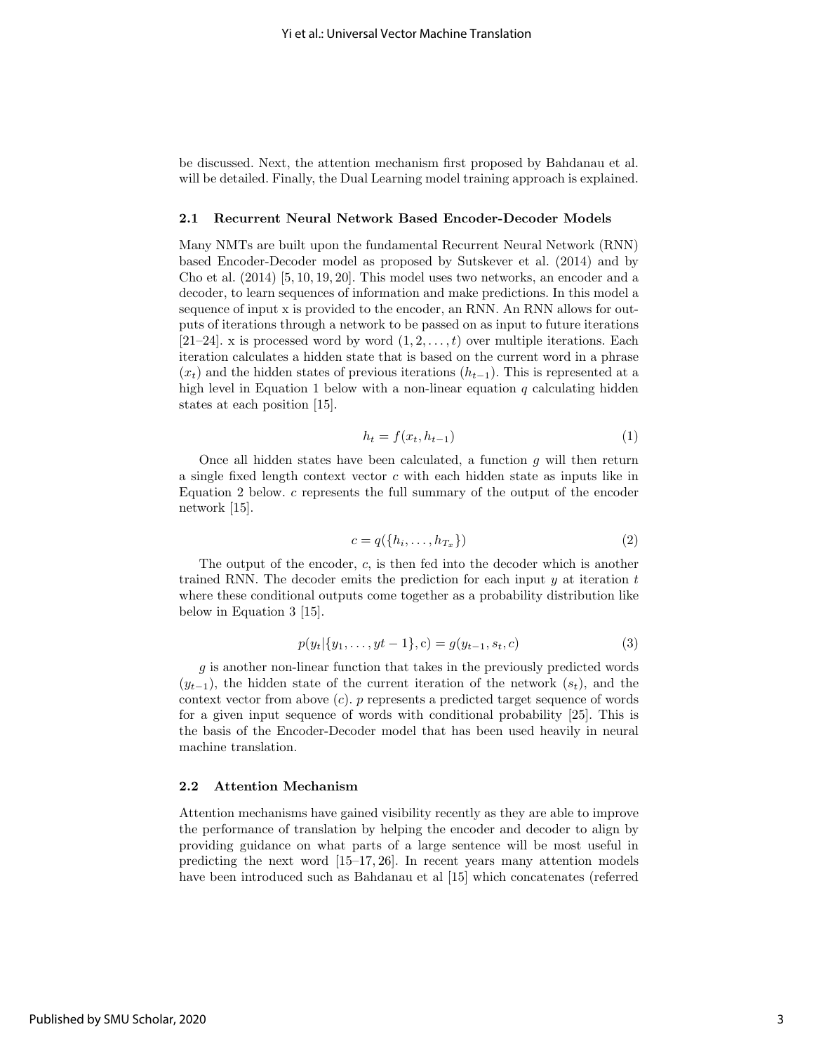be discussed. Next, the attention mechanism first proposed by Bahdanau et al. will be detailed. Finally, the Dual Learning model training approach is explained.

### 2.1 Recurrent Neural Network Based Encoder-Decoder Models

Many NMTs are built upon the fundamental Recurrent Neural Network (RNN) based Encoder-Decoder model as proposed by Sutskever et al. (2014) and by Cho et al. (2014) [5, 10, 19, 20]. This model uses two networks, an encoder and a decoder, to learn sequences of information and make predictions. In this model a sequence of input x is provided to the encoder, an RNN. An RNN allows for outputs of iterations through a network to be passed on as input to future iterations [21–24]. x is processed word by word $(1, 2, \ldots, t)$ over multiple iterations. Each iteration calculates a hidden state that is based on the current word in a phrase $(x_t)$ and the hidden states of previous iterations $(h_{t-1})$. This is represented at a high level in Equation 1 below with a non-linear equation $q$ calculating hidden states at each position [15].

$$h_t = f(x_t, h_{t-1}) \tag{1}$$

Once all hidden states have been calculated, a function $g$ will then return a single fixed length context vector $c$ with each hidden state as inputs like in Equation 2 below. $c$ represents the full summary of the output of the encoder network [15].

$$c = q(\{h_i, \ldots, h_{T_x}\}) \tag{2}$$

The output of the encoder, $c$, is then fed into the decoder which is another trained RNN. The decoder emits the prediction for each input $y$ at iteration $t$ where these conditional outputs come together as a probability distribution like below in Equation 3 [15].

$$p(y_t | \{y_1, \ldots, yt-1\}, \text{c}) = g(y_{t-1}, s_t, c) \tag{3}$$

$g$ is another non-linear function that takes in the previously predicted words $(y_{t-1})$, the hidden state of the current iteration of the network $(s_t)$, and the context vector from above $(c)$. $p$ represents a predicted target sequence of words for a given input sequence of words with conditional probability [25]. This is the basis of the Encoder-Decoder model that has been used heavily in neural machine translation.

### 2.2 Attention Mechanism

Attention mechanisms have gained visibility recently as they are able to improve the performance of translation by helping the encoder and decoder to align by providing guidance on what parts of a large sentence will be most useful in predicting the next word [15–17, 26]. In recent years many attention models have been introduced such as Bahdanau et al [15] which concatenates (referred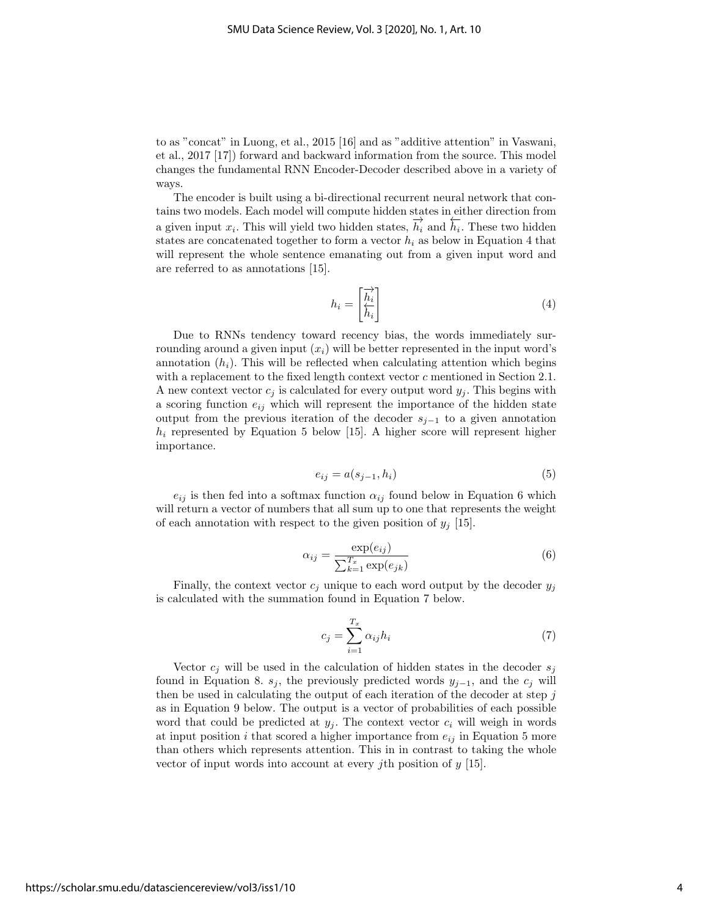to as "concat" in Luong, et al., 2015 [16] and as "additive attention" in Vaswani, et al., 2017 [17]) forward and backward information from the source. This model changes the fundamental RNN Encoder-Decoder described above in a variety of ways.

The encoder is built using a bi-directional recurrent neural network that contains two models. Each model will compute hidden states in either direction from a given input $x_i$. This will yield two hidden states, $\overrightarrow{h_i}$ and $\overleftarrow{h_i}$. These two hidden states are concatenated together to form a vector $h_i$ as below in Equation 4 that will represent the whole sentence emanating out from a given input word and are referred to as annotations [15].

$$h_i = \begin{bmatrix} \overrightarrow{h_i} \\ \overleftarrow{h_i} \end{bmatrix} \tag{4}$$

Due to RNNs tendency toward recency bias, the words immediately surrounding around a given input $(x_i)$ will be better represented in the input word's annotation $(h_i)$. This will be reflected when calculating attention which begins with a replacement to the fixed length context vector $c$ mentioned in Section 2.1. A new context vector $c_j$ is calculated for every output word $y_j$. This begins with a scoring function $e_{ij}$ which will represent the importance of the hidden state output from the previous iteration of the decoder $s_{j-1}$ to a given annotation $h_i$ represented by Equation 5 below [15]. A higher score will represent higher importance.

$$e_{ij} = a(s_{j-1}, h_i) \tag{5}$$

$e_{ij}$ is then fed into a softmax function $\alpha_{ij}$ found below in Equation 6 which will return a vector of numbers that all sum up to one that represents the weight of each annotation with respect to the given position of $y_j$ [15].

$$\alpha_{ij} = \frac{\exp(e_{ij})}{\sum_{k=1}^{T_x} \exp(e_{jk})} \tag{6}$$

Finally, the context vector $c_j$ unique to each word output by the decoder $y_j$ is calculated with the summation found in Equation 7 below.

$$c_j = \sum_{i=1}^{T_x} \alpha_{ij} h_i \tag{7}$$

Vector $c_j$ will be used in the calculation of hidden states in the decoder $s_j$ found in Equation 8. $s_j$, the previously predicted words $y_{j-1}$, and the $c_j$ will then be used in calculating the output of each iteration of the decoder at step $j$ as in Equation 9 below. The output is a vector of probabilities of each possible word that could be predicted at $y_j$. The context vector $c_i$ will weigh in words at input position $i$ that scored a higher importance from $e_{ij}$ in Equation 5 more than others which represents attention. This in in contrast to taking the whole vector of input words into account at every $j$th position of $y$ [15].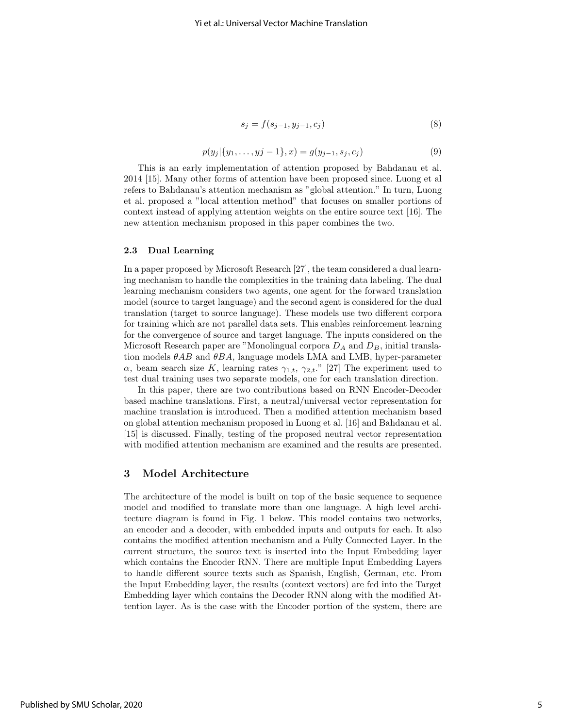$$s_j = f(s_{j-1}, y_{j-1}, c_j) \tag{8}$$

$$p(y_j|\{y_1, \ldots, yj-1\}, x) = g(y_{j-1}, s_j, c_j) \tag{9}$$

This is an early implementation of attention proposed by Bahdanau et al. 2014 [15]. Many other forms of attention have been proposed since. Luong et al refers to Bahdanau's attention mechanism as "global attention." In turn, Luong et al. proposed a "local attention method" that focuses on smaller portions of context instead of applying attention weights on the entire source text [16]. The new attention mechanism proposed in this paper combines the two.

### 2.3 Dual Learning

In a paper proposed by Microsoft Research [27], the team considered a dual learning mechanism to handle the complexities in the training data labeling. The dual learning mechanism considers two agents, one agent for the forward translation model (source to target language) and the second agent is considered for the dual translation (target to source language). These models use two different corpora for training which are not parallel data sets. This enables reinforcement learning for the convergence of source and target language. The inputs considered on the Microsoft Research paper are "Monolingual corpora $D_A$ and $D_B$, initial translation models $\theta AB$ and $\theta BA$, language models LMA and LMB, hyper-parameter $\alpha$, beam search size $K$, learning rates $\gamma_{1,t}$, $\gamma_{2,t}$." [27] The experiment used to test dual training uses two separate models, one for each translation direction.

In this paper, there are two contributions based on RNN Encoder-Decoder based machine translations. First, a neutral/universal vector representation for machine translation is introduced. Then a modified attention mechanism based on global attention mechanism proposed in Luong et al. [16] and Bahdanau et al. [15] is discussed. Finally, testing of the proposed neutral vector representation with modified attention mechanism are examined and the results are presented.

## 3 Model Architecture

The architecture of the model is built on top of the basic sequence to sequence model and modified to translate more than one language. A high level architecture diagram is found in Fig. 1 below. This model contains two networks, an encoder and a decoder, with embedded inputs and outputs for each. It also contains the modified attention mechanism and a Fully Connected Layer. In the current structure, the source text is inserted into the Input Embedding layer which contains the Encoder RNN. There are multiple Input Embedding Layers to handle different source texts such as Spanish, English, German, etc. From the Input Embedding layer, the results (context vectors) are fed into the Target Embedding layer which contains the Decoder RNN along with the modified Attention layer. As is the case with the Encoder portion of the system, there are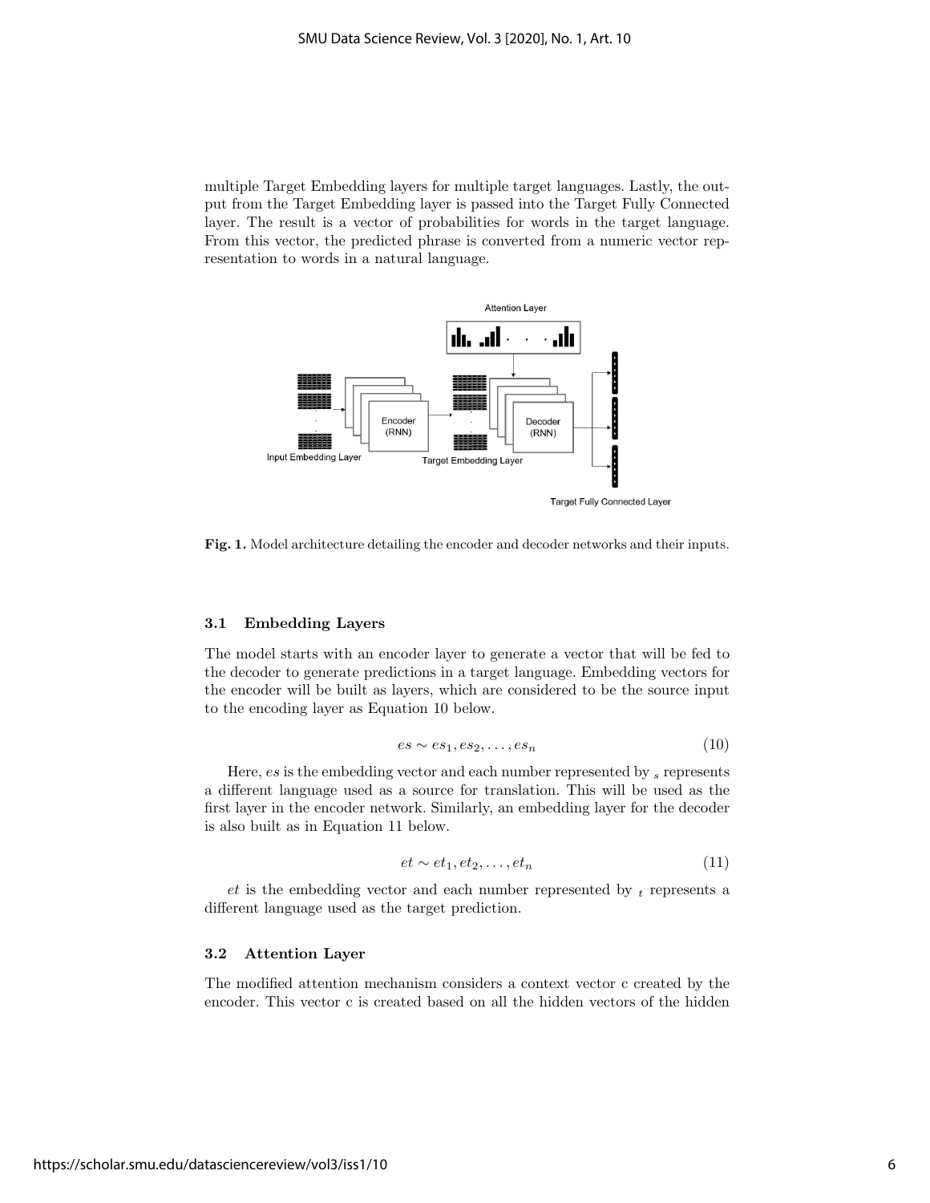multiple Target Embedding layers for multiple target languages. Lastly, the output from the Target Embedding layer is passed into the Target Fully Connected layer. The result is a vector of probabilities for words in the target language. From this vector, the predicted phrase is converted from a numeric vector representation to words in a natural language.

**Fig. 1.** Model architecture detailing the encoder and decoder networks and their inputs.

### 3.1 Embedding Layers

The model starts with an encoder layer to generate a vector that will be fed to the decoder to generate predictions in a target language. Embedding vectors for the encoder will be built as layers, which are considered to be the source input to the encoding layer as Equation 10 below.

$$es \sim es_1, es_2, \ldots, es_n \tag{10}$$

Here, $es$ is the embedding vector and each number represented by $_s$ represents a different language used as a source for translation. This will be used as the first layer in the encoder network. Similarly, an embedding layer for the decoder is also built as in Equation 11 below.

$$et \sim et_1, et_2, \ldots, et_n \tag{11}$$

$et$ is the embedding vector and each number represented by $_t$ represents a different language used as the target prediction.

### 3.2 Attention Layer

The modified attention mechanism considers a context vector c created by the encoder. This vector c is created based on all the hidden vectors of the hidden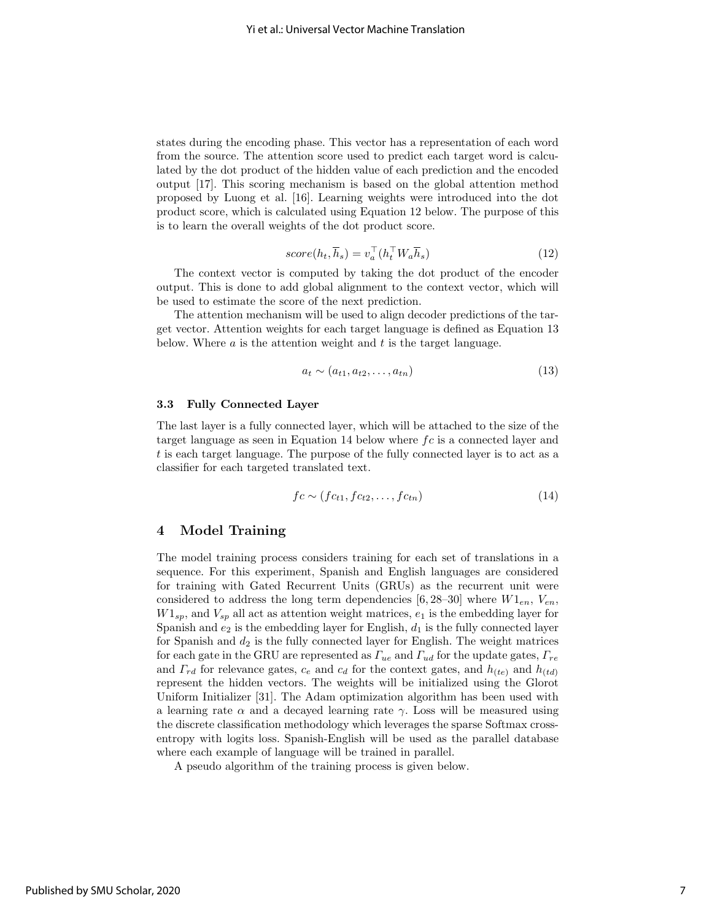states during the encoding phase. This vector has a representation of each word from the source. The attention score used to predict each target word is calculated by the dot product of the hidden value of each prediction and the encoded output [17]. This scoring mechanism is based on the global attention method proposed by Luong et al. [16]. Learning weights were introduced into the dot product score, which is calculated using Equation 12 below. The purpose of this is to learn the overall weights of the dot product score.

$$score(h_t, \overline{h}_s) = v_a^\top (h_t^\top W_a \overline{h}_s) \tag{12}$$

The context vector is computed by taking the dot product of the encoder output. This is done to add global alignment to the context vector, which will be used to estimate the score of the next prediction.

The attention mechanism will be used to align decoder predictions of the target vector. Attention weights for each target language is defined as Equation 13 below. Where $a$ is the attention weight and $t$ is the target language.

$$a_t \sim (a_{t1}, a_{t2}, \ldots, a_{tn}) \tag{13}$$

### 3.3 Fully Connected Layer

The last layer is a fully connected layer, which will be attached to the size of the target language as seen in Equation 14 below where $fc$ is a connected layer and $t$ is each target language. The purpose of the fully connected layer is to act as a classifier for each targeted translated text.

$$fc \sim (fc_{t1}, fc_{t2}, \ldots, fc_{tn}) \tag{14}$$

## 4 Model Training

The model training process considers training for each set of translations in a sequence. For this experiment, Spanish and English languages are considered for training with Gated Recurrent Units (GRUs) as the recurrent unit were considered to address the long term dependencies [6, 28–30] where $W1_{en}$, $V_{en}$, $W1_{sp}$, and $V_{sp}$ all act as attention weight matrices, $e_1$ is the embedding layer for Spanish and $e_2$ is the embedding layer for English, $d_1$ is the fully connected layer for Spanish and $d_2$ is the fully connected layer for English. The weight matrices for each gate in the GRU are represented as $\Gamma_{ue}$ and $\Gamma_{ud}$ for the update gates, $\Gamma_{re}$ and $\Gamma_{rd}$ for relevance gates, $c_e$ and $c_d$ for the context gates, and $h_{(te)}$ and $h_{(td)}$ represent the hidden vectors. The weights will be initialized using the Glorot Uniform Initializer [31]. The Adam optimization algorithm has been used with a learning rate $\alpha$ and a decayed learning rate $\gamma$. Loss will be measured using the discrete classification methodology which leverages the sparse Softmax cross-entropy with logits loss. Spanish-English will be used as the parallel database where each example of language will be trained in parallel.

A pseudo algorithm of the training process is given below.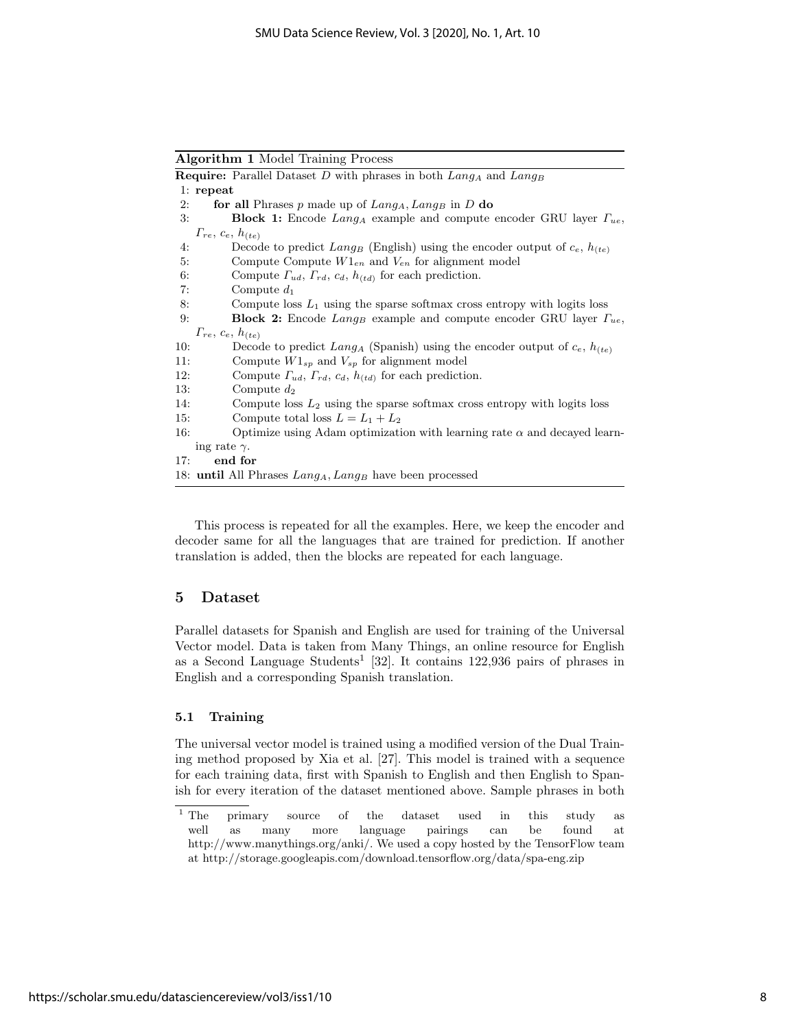**Algorithm 1** Model Training Process

**Require:** Parallel Dataset $D$ with phrases in both $Lang_A$ and $Lang_B$

1: **repeat**
2: **for all** Phrases $p$ made up of $Lang_A, Lang_B$ in $D$ **do**
3: **Block 1:** Encode $Lang_A$ example and compute encoder GRU layer $\Gamma_{ue}$, $\Gamma_{re}$, $c_e$, $h_{(te)}$
4: Decode to predict $Lang_B$ (English) using the encoder output of $c_e$, $h_{(te)}$
5: Compute Compute $W1_{en}$ and $V_{en}$ for alignment model
6: Compute $\Gamma_{ud}$, $\Gamma_{rd}$, $c_d$, $h_{(td)}$ for each prediction.
7: Compute $d_1$
8: Compute loss $L_1$ using the sparse softmax cross entropy with logits loss
9: **Block 2:** Encode $Lang_B$ example and compute encoder GRU layer $\Gamma_{ue}$, $\Gamma_{re}$, $c_e$, $h_{(te)}$
10: Decode to predict $Lang_A$ (Spanish) using the encoder output of $c_e$, $h_{(te)}$
11: Compute $W1_{sp}$ and $V_{sp}$ for alignment model
12: Compute $\Gamma_{ud}$, $\Gamma_{rd}$, $c_d$, $h_{(td)}$ for each prediction.
13: Compute $d_2$
14: Compute loss $L_2$ using the sparse softmax cross entropy with logits loss
15: Compute total loss $L = L_1 + L_2$
16: Optimize using Adam optimization with learning rate $\alpha$ and decayed learning rate $\gamma$.
17: **end for**
18: **until** All Phrases $Lang_A, Lang_B$ have been processed

This process is repeated for all the examples. Here, we keep the encoder and decoder same for all the languages that are trained for prediction. If another translation is added, then the blocks are repeated for each language.

## 5 Dataset

Parallel datasets for Spanish and English are used for training of the Universal Vector model. Data is taken from Many Things, an online resource for English as a Second Language Students[1] [32]. It contains 122,936 pairs of phrases in English and a corresponding Spanish translation.

### 5.1 Training

The universal vector model is trained using a modified version of the Dual Training method proposed by Xia et al. [27]. This model is trained with a sequence for each training data, first with Spanish to English and then English to Spanish for every iteration of the dataset mentioned above. Sample phrases in both

[1] The primary source of the dataset used in this study as well as many more language pairings can be found at http://www.manythings.org/anki/. We used a copy hosted by the TensorFlow team at http://storage.googleapis.com/download.tensorflow.org/data/spa-eng.zip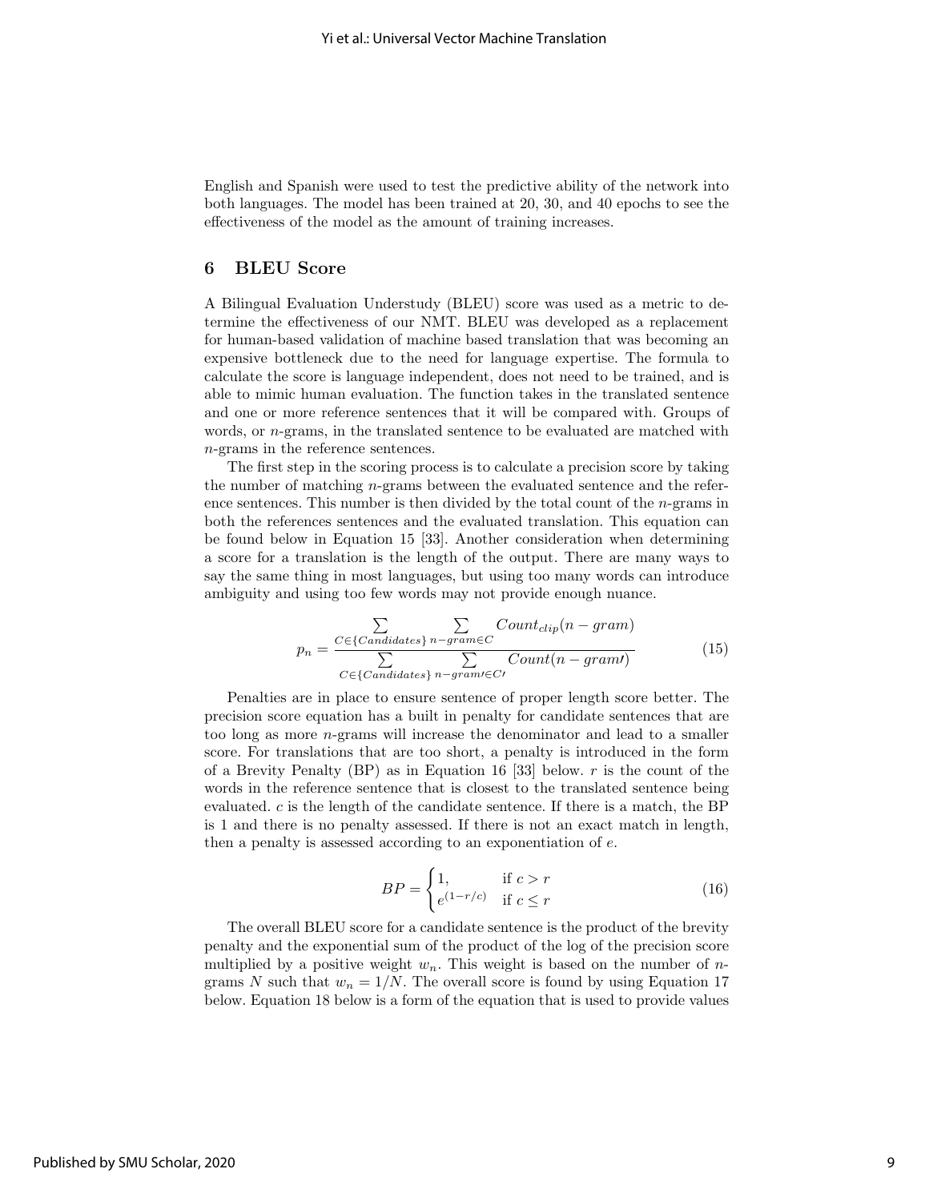English and Spanish were used to test the predictive ability of the network into both languages. The model has been trained at 20, 30, and 40 epochs to see the effectiveness of the model as the amount of training increases.

## 6 BLEU Score

A Bilingual Evaluation Understudy (BLEU) score was used as a metric to determine the effectiveness of our NMT. BLEU was developed as a replacement for human-based validation of machine based translation that was becoming an expensive bottleneck due to the need for language expertise. The formula to calculate the score is language independent, does not need to be trained, and is able to mimic human evaluation. The function takes in the translated sentence and one or more reference sentences that it will be compared with. Groups of words, or $n$-grams, in the translated sentence to be evaluated are matched with $n$-grams in the reference sentences.

The first step in the scoring process is to calculate a precision score by taking the number of matching $n$-grams between the evaluated sentence and the reference sentences. This number is then divided by the total count of the $n$-grams in both the references sentences and the evaluated translation. This equation can be found below in Equation 15 [33]. Another consideration when determining a score for a translation is the length of the output. There are many ways to say the same thing in most languages, but using too many words can introduce ambiguity and using too few words may not provide enough nuance.

$$p_n = \frac{\sum_{C \in \{Candidates\}} \sum_{n-gram \in C} Count_{clip}(n-gram)}{\sum_{C \in \{Candidates\}} \sum_{n-gram\prime \in C\prime} Count(n-gram\prime)} \tag{15}$$

Penalties are in place to ensure sentence of proper length score better. The precision score equation has a built in penalty for candidate sentences that are too long as more $n$-grams will increase the denominator and lead to a smaller score. For translations that are too short, a penalty is introduced in the form of a Brevity Penalty (BP) as in Equation 16 [33] below. $r$ is the count of the words in the reference sentence that is closest to the translated sentence being evaluated. $c$ is the length of the candidate sentence. If there is a match, the BP is 1 and there is no penalty assessed. If there is not an exact match in length, then a penalty is assessed according to an exponentiation of $e$.

$$BP = \begin{cases} 1, & \text{if } c > r \\ e^{(1-r/c)} & \text{if } c \leq r \end{cases} \tag{16}$$

The overall BLEU score for a candidate sentence is the product of the brevity penalty and the exponential sum of the product of the log of the precision score multiplied by a positive weight $w_n$. This weight is based on the number of $n$-grams $N$ such that $w_n = 1/N$. The overall score is found by using Equation 17 below. Equation 18 below is a form of the equation that is used to provide values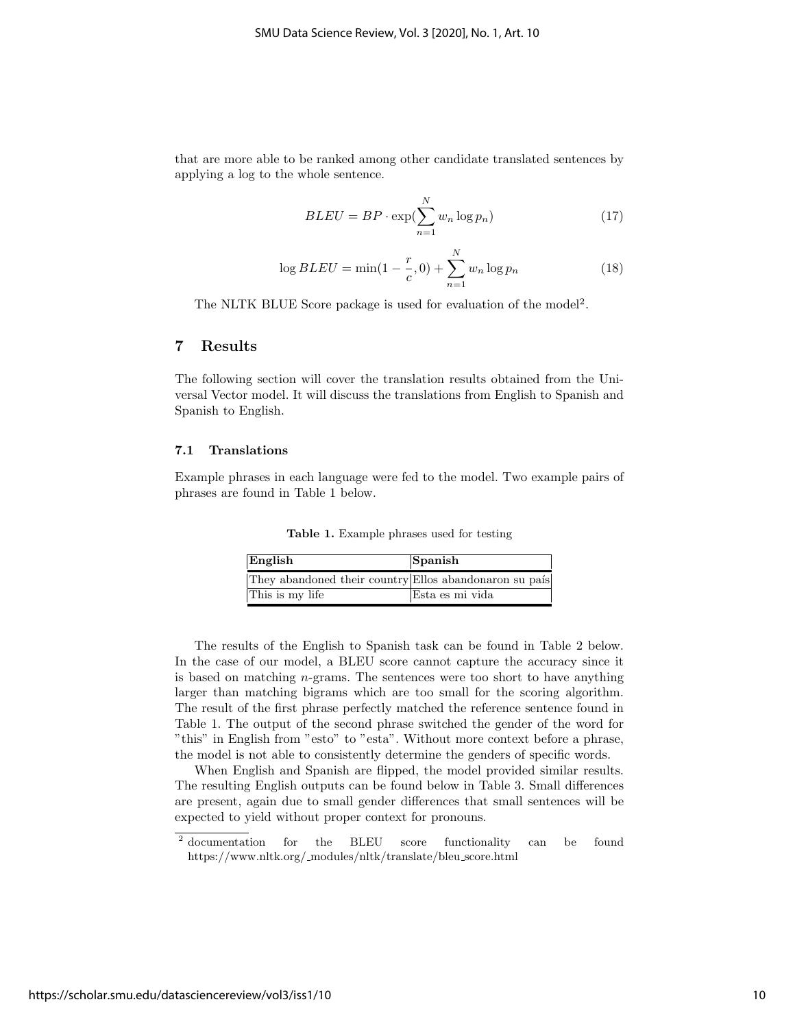that are more able to be ranked among other candidate translated sentences by applying a log to the whole sentence.

$$BLEU = BP \cdot \exp(\sum_{n=1}^{N} w_n \log p_n) \tag{17}$$

$$\log BLEU = \min(1 - \frac{r}{c}, 0) + \sum_{n=1}^{N} w_n \log p_n \tag{18}$$

The NLTK BLUE Score package is used for evaluation of the model[2].

## 7 Results

The following section will cover the translation results obtained from the Universal Vector model. It will discuss the translations from English to Spanish and Spanish to English.

### 7.1 Translations

Example phrases in each language were fed to the model. Two example pairs of phrases are found in Table 1 below.

**Table 1.** Example phrases used for testing

| English | Spanish |
|---|---|
| They abandoned their country | Ellos abandonaron su país |
| This is my life | Esta es mi vida |

The results of the English to Spanish task can be found in Table 2 below. In the case of our model, a BLEU score cannot capture the accuracy since it is based on matching $n$-grams. The sentences were too short to have anything larger than matching bigrams which are too small for the scoring algorithm. The result of the first phrase perfectly matched the reference sentence found in Table 1. The output of the second phrase switched the gender of the word for "this" in English from "esto" to "esta". Without more context before a phrase, the model is not able to consistently determine the genders of specific words.

When English and Spanish are flipped, the model provided similar results. The resulting English outputs can be found below in Table 3. Small differences are present, again due to small gender differences that small sentences will be expected to yield without proper context for pronouns.

[2] documentation for the BLEU score functionality can be found https://www.nltk.org/_modules/nltk/translate/bleu_score.html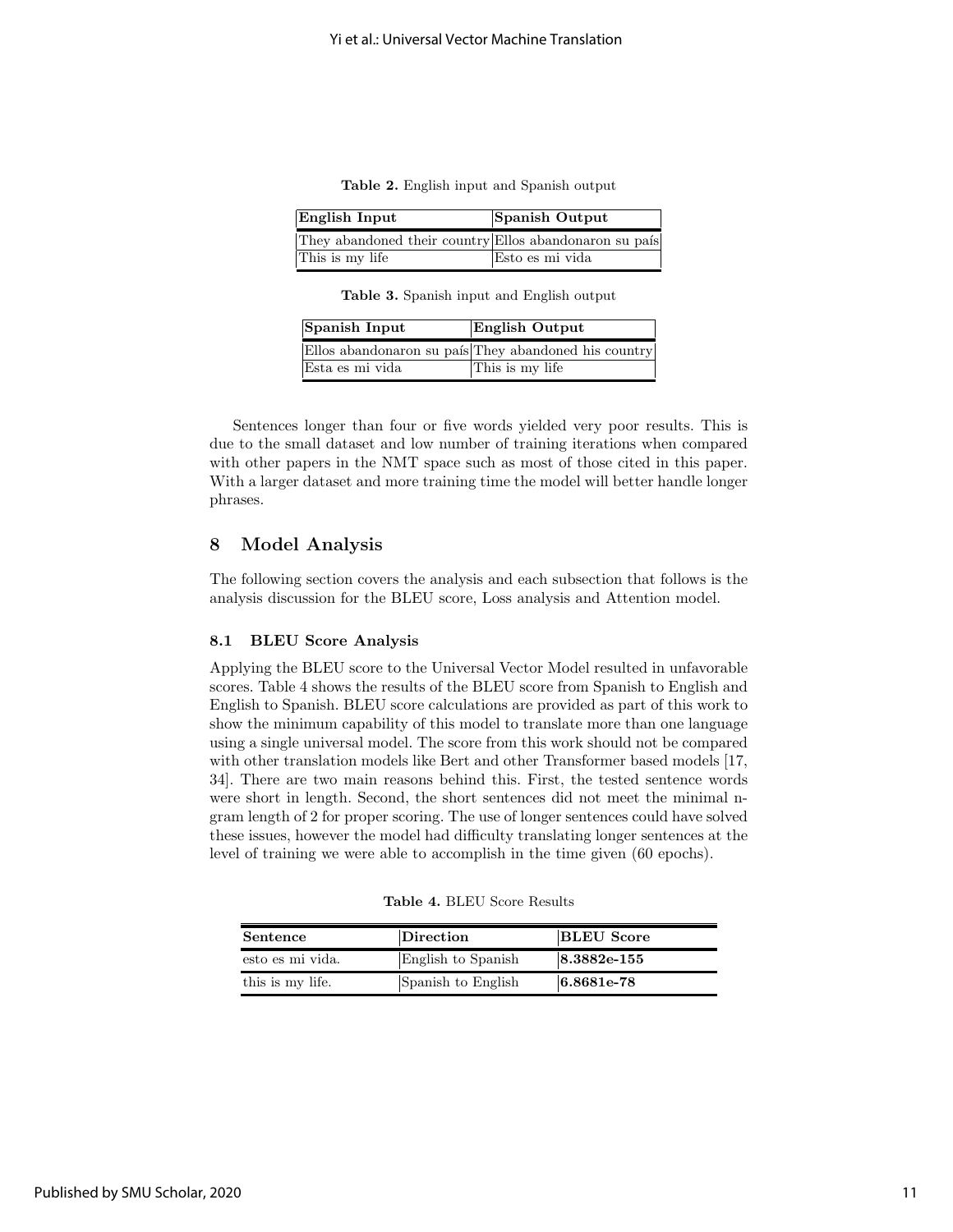**Table 2.** English input and Spanish output

| English Input | Spanish Output |
| --- | --- |
| They abandoned their country | Ellos abandonaron su país |
| This is my life | Esto es mi vida |

**Table 3.** Spanish input and English output

| Spanish Input | English Output |
| --- | --- |
| Ellos abandonaron su país | They abandoned his country |
| Esta es mi vida | This is my life |

Sentences longer than four or five words yielded very poor results. This is due to the small dataset and low number of training iterations when compared with other papers in the NMT space such as most of those cited in this paper. With a larger dataset and more training time the model will better handle longer phrases.

## 8 Model Analysis

The following section covers the analysis and each subsection that follows is the analysis discussion for the BLEU score, Loss analysis and Attention model.

### 8.1 BLEU Score Analysis

Applying the BLEU score to the Universal Vector Model resulted in unfavorable scores. Table 4 shows the results of the BLEU score from Spanish to English and English to Spanish. BLEU score calculations are provided as part of this work to show the minimum capability of this model to translate more than one language using a single universal model. The score from this work should not be compared with other translation models like Bert and other Transformer based models [17, 34]. There are two main reasons behind this. First, the tested sentence words were short in length. Second, the short sentences did not meet the minimal n-gram length of 2 for proper scoring. The use of longer sentences could have solved these issues, however the model had difficulty translating longer sentences at the level of training we were able to accomplish in the time given (60 epochs).

**Table 4.** BLEU Score Results

| Sentence | Direction | BLEU Score |
| --- | --- | --- |
| esto es mi vida. | English to Spanish | **8.3882e-155** |
| this is my life. | Spanish to English | **6.8681e-78** |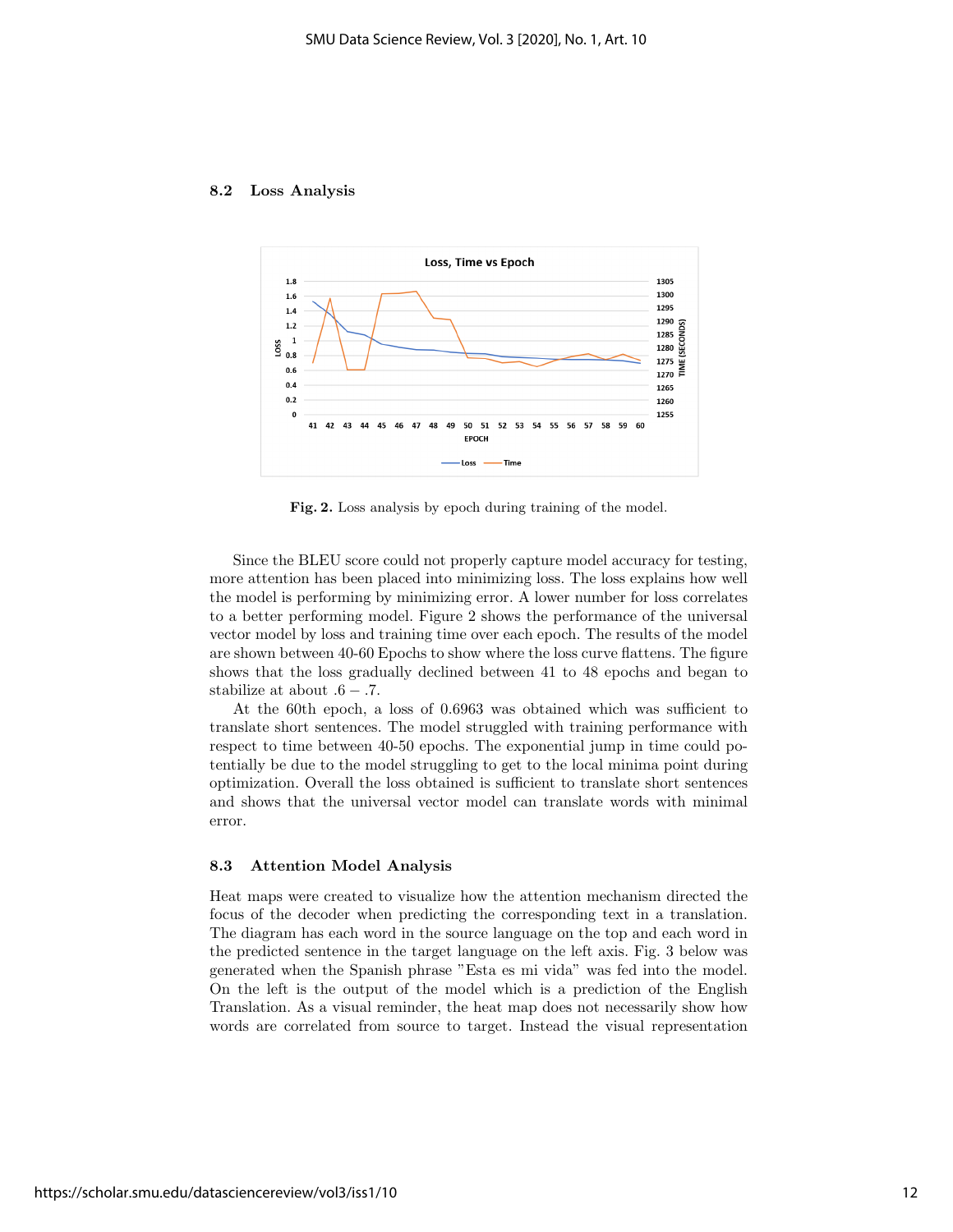### 8.2 Loss Analysis

Fig. 2. Loss analysis by epoch during training of the model.

Since the BLEU score could not properly capture model accuracy for testing, more attention has been placed into minimizing loss. The loss explains how well the model is performing by minimizing error. A lower number for loss correlates to a better performing model. Figure 2 shows the performance of the universal vector model by loss and training time over each epoch. The results of the model are shown between 40-60 Epochs to show where the loss curve flattens. The figure shows that the loss gradually declined between 41 to 48 epochs and began to stabilize at about $.6 - .7$.

At the 60th epoch, a loss of 0.6963 was obtained which was sufficient to translate short sentences. The model struggled with training performance with respect to time between 40-50 epochs. The exponential jump in time could potentially be due to the model struggling to get to the local minima point during optimization. Overall the loss obtained is sufficient to translate short sentences and shows that the universal vector model can translate words with minimal error.

### 8.3 Attention Model Analysis

Heat maps were created to visualize how the attention mechanism directed the focus of the decoder when predicting the corresponding text in a translation. The diagram has each word in the source language on the top and each word in the predicted sentence in the target language on the left axis. Fig. 3 below was generated when the Spanish phrase "Esta es mi vida" was fed into the model. On the left is the output of the model which is a prediction of the English Translation. As a visual reminder, the heat map does not necessarily show how words are correlated from source to target. Instead the visual representation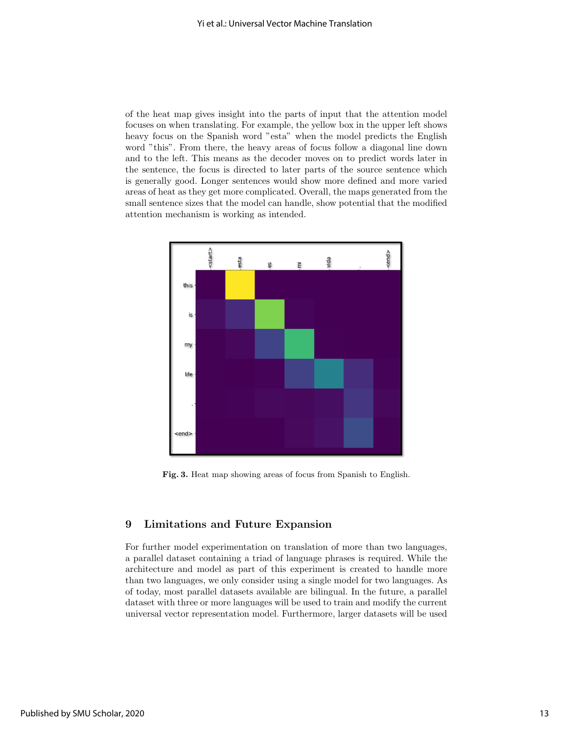of the heat map gives insight into the parts of input that the attention model focuses on when translating. For example, the yellow box in the upper left shows heavy focus on the Spanish word "esta" when the model predicts the English word "this". From there, the heavy areas of focus follow a diagonal line down and to the left. This means as the decoder moves on to predict words later in the sentence, the focus is directed to later parts of the source sentence which is generally good. Longer sentences would show more defined and more varied areas of heat as they get more complicated. Overall, the maps generated from the small sentence sizes that the model can handle, show potential that the modified attention mechanism is working as intended.

**Fig. 3.** Heat map showing areas of focus from Spanish to English.

## 9 Limitations and Future Expansion

For further model experimentation on translation of more than two languages, a parallel dataset containing a triad of language phrases is required. While the architecture and model as part of this experiment is created to handle more than two languages, we only consider using a single model for two languages. As of today, most parallel datasets available are bilingual. In the future, a parallel dataset with three or more languages will be used to train and modify the current universal vector representation model. Furthermore, larger datasets will be used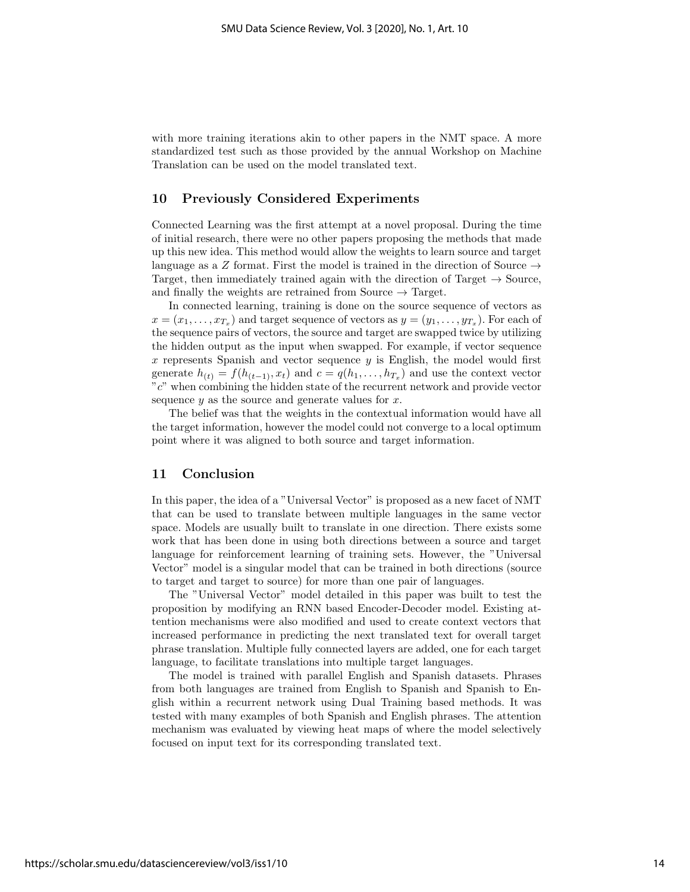with more training iterations akin to other papers in the NMT space. A more standardized test such as those provided by the annual Workshop on Machine Translation can be used on the model translated text.

## 10 Previously Considered Experiments

Connected Learning was the first attempt at a novel proposal. During the time of initial research, there were no other papers proposing the methods that made up this new idea. This method would allow the weights to learn source and target language as a $Z$ format. First the model is trained in the direction of Source $\rightarrow$ Target, then immediately trained again with the direction of Target $\rightarrow$ Source, and finally the weights are retrained from Source $\rightarrow$ Target.

In connected learning, training is done on the source sequence of vectors as $x = (x_1, \ldots, x_{T_x})$ and target sequence of vectors as $y = (y_1, \ldots, y_{T_x})$. For each of the sequence pairs of vectors, the source and target are swapped twice by utilizing the hidden output as the input when swapped. For example, if vector sequence $x$ represents Spanish and vector sequence $y$ is English, the model would first generate $h_{(t)} = f(h_{(t-1)}, x_t)$ and $c = q(h_1, \ldots, h_{T_x})$ and use the context vector "$c$" when combining the hidden state of the recurrent network and provide vector sequence $y$ as the source and generate values for $x$.

The belief was that the weights in the contextual information would have all the target information, however the model could not converge to a local optimum point where it was aligned to both source and target information.

## 11 Conclusion

In this paper, the idea of a "Universal Vector" is proposed as a new facet of NMT that can be used to translate between multiple languages in the same vector space. Models are usually built to translate in one direction. There exists some work that has been done in using both directions between a source and target language for reinforcement learning of training sets. However, the "Universal Vector" model is a singular model that can be trained in both directions (source to target and target to source) for more than one pair of languages.

The "Universal Vector" model detailed in this paper was built to test the proposition by modifying an RNN based Encoder-Decoder model. Existing attention mechanisms were also modified and used to create context vectors that increased performance in predicting the next translated text for overall target phrase translation. Multiple fully connected layers are added, one for each target language, to facilitate translations into multiple target languages.

The model is trained with parallel English and Spanish datasets. Phrases from both languages are trained from English to Spanish and Spanish to English within a recurrent network using Dual Training based methods. It was tested with many examples of both Spanish and English phrases. The attention mechanism was evaluated by viewing heat maps of where the model selectively focused on input text for its corresponding translated text.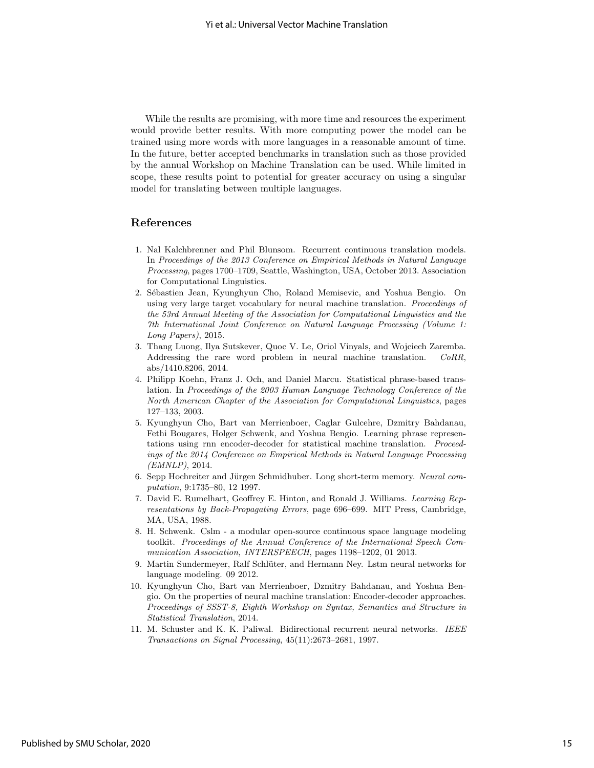While the results are promising, with more time and resources the experiment would provide better results. With more computing power the model can be trained using more words with more languages in a reasonable amount of time. In the future, better accepted benchmarks in translation such as those provided by the annual Workshop on Machine Translation can be used. While limited in scope, these results point to potential for greater accuracy on using a singular model for translating between multiple languages.

## References

1. Nal Kalchbrenner and Phil Blunsom. Recurrent continuous translation models. In *Proceedings of the 2013 Conference on Empirical Methods in Natural Language Processing*, pages 1700–1709, Seattle, Washington, USA, October 2013. Association for Computational Linguistics.
2. Sébastien Jean, Kyunghyun Cho, Roland Memisevic, and Yoshua Bengio. On using very large target vocabulary for neural machine translation. *Proceedings of the 53rd Annual Meeting of the Association for Computational Linguistics and the 7th International Joint Conference on Natural Language Processing (Volume 1: Long Papers)*, 2015.
3. Thang Luong, Ilya Sutskever, Quoc V. Le, Oriol Vinyals, and Wojciech Zaremba. Addressing the rare word problem in neural machine translation. *CoRR*, abs/1410.8206, 2014.
4. Philipp Koehn, Franz J. Och, and Daniel Marcu. Statistical phrase-based translation. In *Proceedings of the 2003 Human Language Technology Conference of the North American Chapter of the Association for Computational Linguistics*, pages 127–133, 2003.
5. Kyunghyun Cho, Bart van Merrienboer, Caglar Gulcehre, Dzmitry Bahdanau, Fethi Bougares, Holger Schwenk, and Yoshua Bengio. Learning phrase representations using rnn encoder-decoder for statistical machine translation. *Proceedings of the 2014 Conference on Empirical Methods in Natural Language Processing (EMNLP)*, 2014.
6. Sepp Hochreiter and Jürgen Schmidhuber. Long short-term memory. *Neural computation*, 9:1735–80, 12 1997.
7. David E. Rumelhart, Geoffrey E. Hinton, and Ronald J. Williams. *Learning Representations by Back-Propagating Errors*, page 696–699. MIT Press, Cambridge, MA, USA, 1988.
8. H. Schwenk. Cslm - a modular open-source continuous space language modeling toolkit. *Proceedings of the Annual Conference of the International Speech Communication Association, INTERSPEECH*, pages 1198–1202, 01 2013.
9. Martin Sundermeyer, Ralf Schlüter, and Hermann Ney. Lstm neural networks for language modeling. 09 2012.
10. Kyunghyun Cho, Bart van Merrienboer, Dzmitry Bahdanau, and Yoshua Bengio. On the properties of neural machine translation: Encoder-decoder approaches. *Proceedings of SSST-8, Eighth Workshop on Syntax, Semantics and Structure in Statistical Translation*, 2014.
11. M. Schuster and K. K. Paliwal. Bidirectional recurrent neural networks. *IEEE Transactions on Signal Processing*, 45(11):2673–2681, 1997.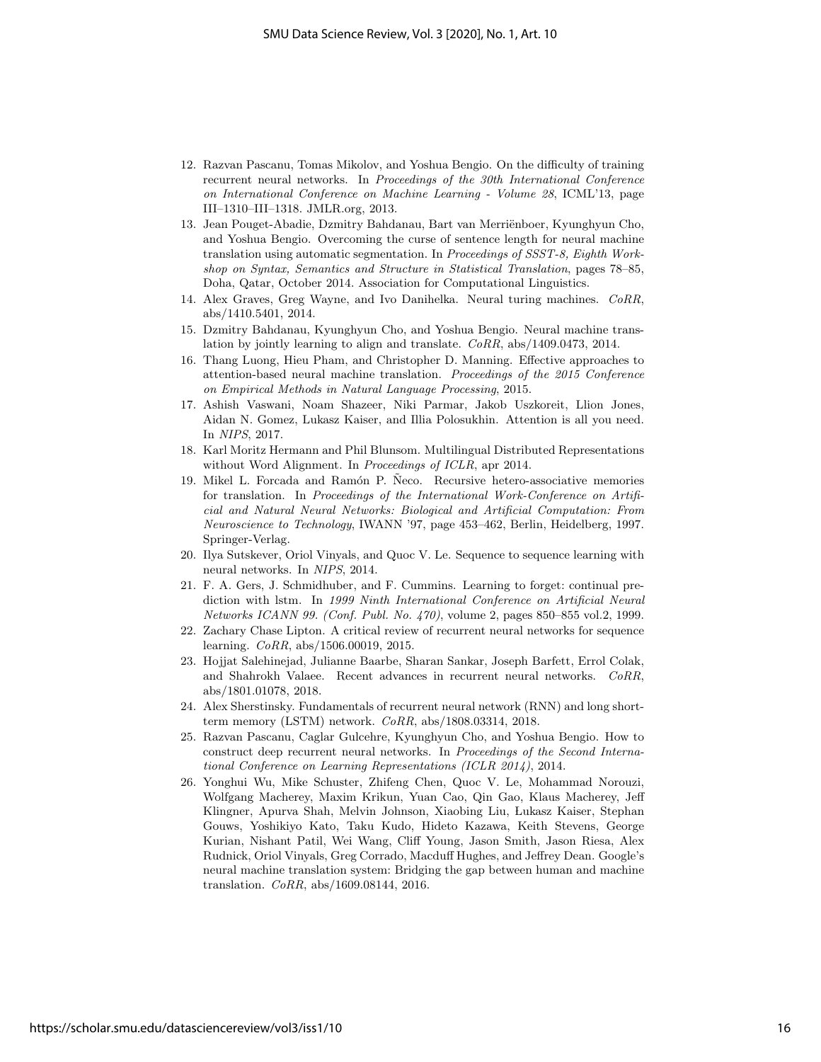12. Razvan Pascanu, Tomas Mikolov, and Yoshua Bengio. On the difficulty of training recurrent neural networks. In *Proceedings of the 30th International Conference on International Conference on Machine Learning - Volume 28*, ICML'13, page III–1310–III–1318. JMLR.org, 2013.
13. Jean Pouget-Abadie, Dzmitry Bahdanau, Bart van Merriënboer, Kyunghyun Cho, and Yoshua Bengio. Overcoming the curse of sentence length for neural machine translation using automatic segmentation. In *Proceedings of SSST-8, Eighth Workshop on Syntax, Semantics and Structure in Statistical Translation*, pages 78–85, Doha, Qatar, October 2014. Association for Computational Linguistics.
14. Alex Graves, Greg Wayne, and Ivo Danihelka. Neural turing machines. *CoRR*, abs/1410.5401, 2014.
15. Dzmitry Bahdanau, Kyunghyun Cho, and Yoshua Bengio. Neural machine translation by jointly learning to align and translate. *CoRR*, abs/1409.0473, 2014.
16. Thang Luong, Hieu Pham, and Christopher D. Manning. Effective approaches to attention-based neural machine translation. *Proceedings of the 2015 Conference on Empirical Methods in Natural Language Processing*, 2015.
17. Ashish Vaswani, Noam Shazeer, Niki Parmar, Jakob Uszkoreit, Llion Jones, Aidan N. Gomez, Lukasz Kaiser, and Illia Polosukhin. Attention is all you need. In *NIPS*, 2017.
18. Karl Moritz Hermann and Phil Blunsom. Multilingual Distributed Representations without Word Alignment. In *Proceedings of ICLR*, apr 2014.
19. Mikel L. Forcada and Ramón P. Ñeco. Recursive hetero-associative memories for translation. In *Proceedings of the International Work-Conference on Artificial and Natural Neural Networks: Biological and Artificial Computation: From Neuroscience to Technology*, IWANN '97, page 453–462, Berlin, Heidelberg, 1997. Springer-Verlag.
20. Ilya Sutskever, Oriol Vinyals, and Quoc V. Le. Sequence to sequence learning with neural networks. In *NIPS*, 2014.
21. F. A. Gers, J. Schmidhuber, and F. Cummins. Learning to forget: continual prediction with lstm. In *1999 Ninth International Conference on Artificial Neural Networks ICANN 99. (Conf. Publ. No. 470)*, volume 2, pages 850–855 vol.2, 1999.
22. Zachary Chase Lipton. A critical review of recurrent neural networks for sequence learning. *CoRR*, abs/1506.00019, 2015.
23. Hojjat Salehinejad, Julianne Baarbe, Sharan Sankar, Joseph Barfett, Errol Colak, and Shahrokh Valaee. Recent advances in recurrent neural networks. *CoRR*, abs/1801.01078, 2018.
24. Alex Sherstinsky. Fundamentals of recurrent neural network (RNN) and long short-term memory (LSTM) network. *CoRR*, abs/1808.03314, 2018.
25. Razvan Pascanu, Caglar Gulcehre, Kyunghyun Cho, and Yoshua Bengio. How to construct deep recurrent neural networks. In *Proceedings of the Second International Conference on Learning Representations (ICLR 2014)*, 2014.
26. Yonghui Wu, Mike Schuster, Zhifeng Chen, Quoc V. Le, Mohammad Norouzi, Wolfgang Macherey, Maxim Krikun, Yuan Cao, Qin Gao, Klaus Macherey, Jeff Klingner, Apurva Shah, Melvin Johnson, Xiaobing Liu, Łukasz Kaiser, Stephan Gouws, Yoshikiyo Kato, Taku Kudo, Hideto Kazawa, Keith Stevens, George Kurian, Nishant Patil, Wei Wang, Cliff Young, Jason Smith, Jason Riesa, Alex Rudnick, Oriol Vinyals, Greg Corrado, Macduff Hughes, and Jeffrey Dean. Google's neural machine translation system: Bridging the gap between human and machine translation. *CoRR*, abs/1609.08144, 2016.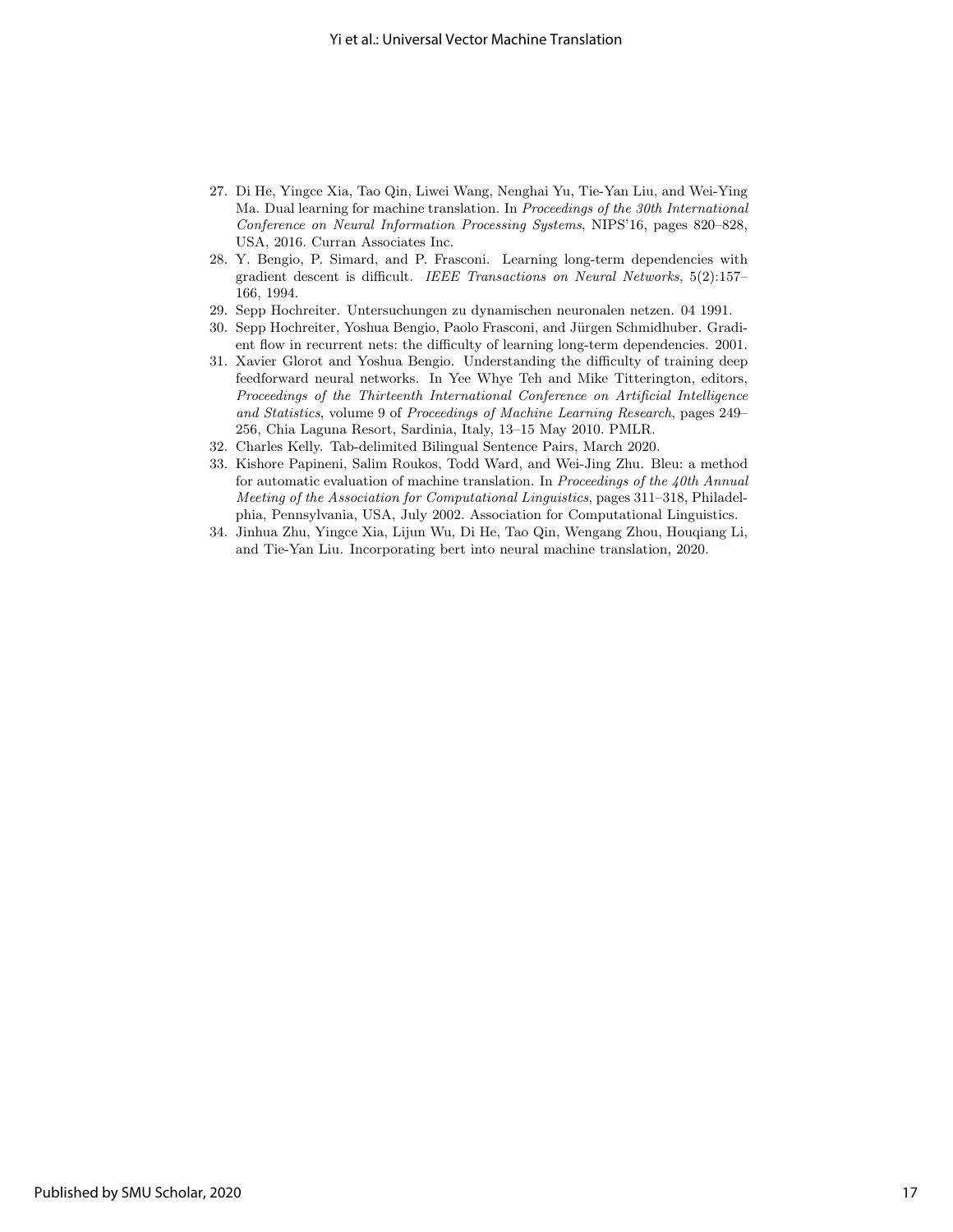27. Di He, Yingce Xia, Tao Qin, Liwei Wang, Nenghai Yu, Tie-Yan Liu, and Wei-Ying Ma. Dual learning for machine translation. In *Proceedings of the 30th International Conference on Neural Information Processing Systems*, NIPS'16, pages 820–828, USA, 2016. Curran Associates Inc.
28. Y. Bengio, P. Simard, and P. Frasconi. Learning long-term dependencies with gradient descent is difficult. *IEEE Transactions on Neural Networks*, 5(2):157–166, 1994.
29. Sepp Hochreiter. Untersuchungen zu dynamischen neuronalen netzen. 04 1991.
30. Sepp Hochreiter, Yoshua Bengio, Paolo Frasconi, and Jürgen Schmidhuber. Gradient flow in recurrent nets: the difficulty of learning long-term dependencies. 2001.
31. Xavier Glorot and Yoshua Bengio. Understanding the difficulty of training deep feedforward neural networks. In Yee Whye Teh and Mike Titterington, editors, *Proceedings of the Thirteenth International Conference on Artificial Intelligence and Statistics*, volume 9 of *Proceedings of Machine Learning Research*, pages 249–256, Chia Laguna Resort, Sardinia, Italy, 13–15 May 2010. PMLR.
32. Charles Kelly. Tab-delimited Bilingual Sentence Pairs, March 2020.
33. Kishore Papineni, Salim Roukos, Todd Ward, and Wei-Jing Zhu. Bleu: a method for automatic evaluation of machine translation. In *Proceedings of the 40th Annual Meeting of the Association for Computational Linguistics*, pages 311–318, Philadelphia, Pennsylvania, USA, July 2002. Association for Computational Linguistics.
34. Jinhua Zhu, Yingce Xia, Lijun Wu, Di He, Tao Qin, Wengang Zhou, Houqiang Li, and Tie-Yan Liu. Incorporating bert into neural machine translation, 2020.